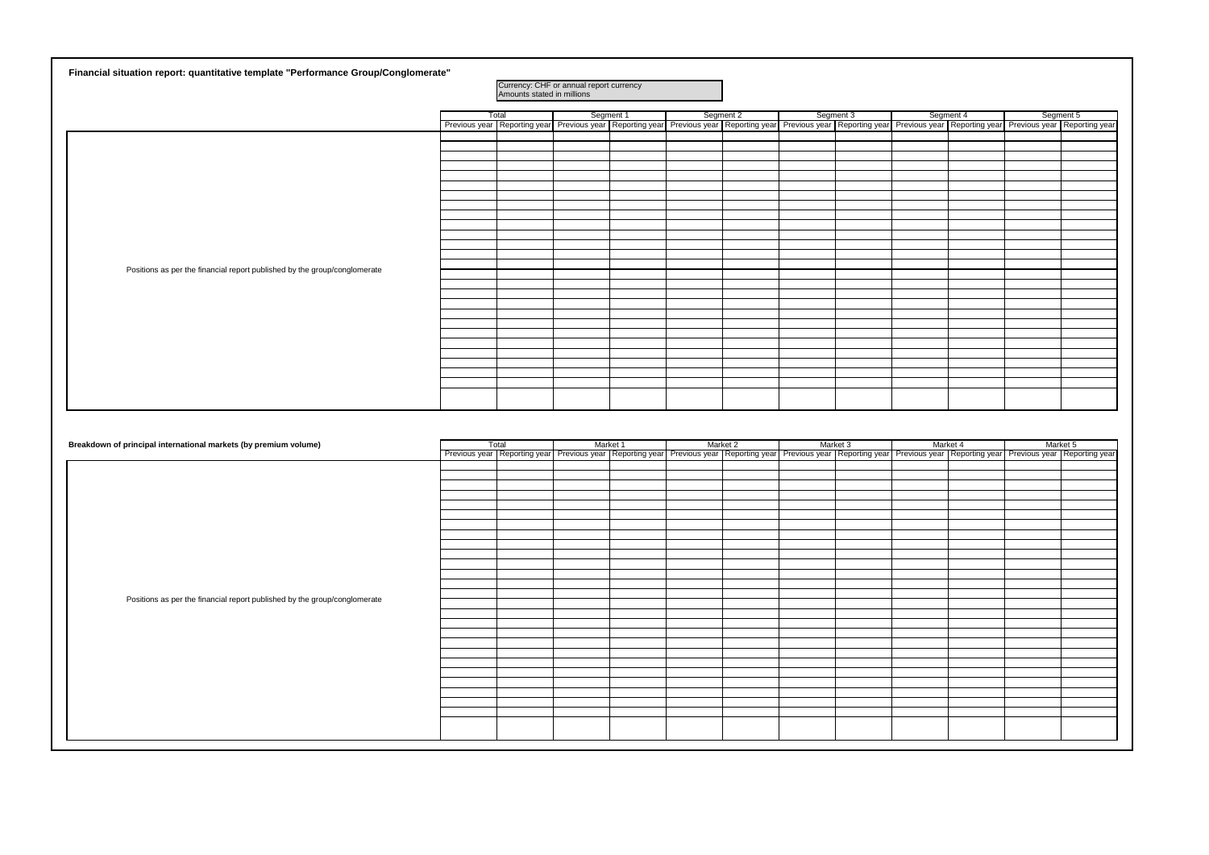**Financial situation report: quantitative template "Performance Group/Conglomerate"**

Currency: CHF or annual report currency
Amounts stated in millions

| | Total | | Segment 1 | | Segment 2 | | Segment 3 | | Segment 4 | | Segment 5 | |
|---|---|---|---|---|---|---|---|---|---|---|---|---|
| | Previous year | Reporting year | Previous year | Reporting year | Previous year | Reporting year | Previous year | Reporting year | Previous year | Reporting year | Previous year | Reporting year |
| Positions as per the financial report published by the group/conglomerate | | | | | | | | | | | | |

**Breakdown of principal international markets (by premium volume)**

| | Total | | Market 1 | | Market 2 | | Market 3 | | Market 4 | | Market 5 | |
|---|---|---|---|---|---|---|---|---|---|---|---|---|
| | Previous year | Reporting year | Previous year | Reporting year | Previous year | Reporting year | Previous year | Reporting year | Previous year | Reporting year | Previous year | Reporting year |
| Positions as per the financial report published by the group/conglomerate | | | | | | | | | | | | |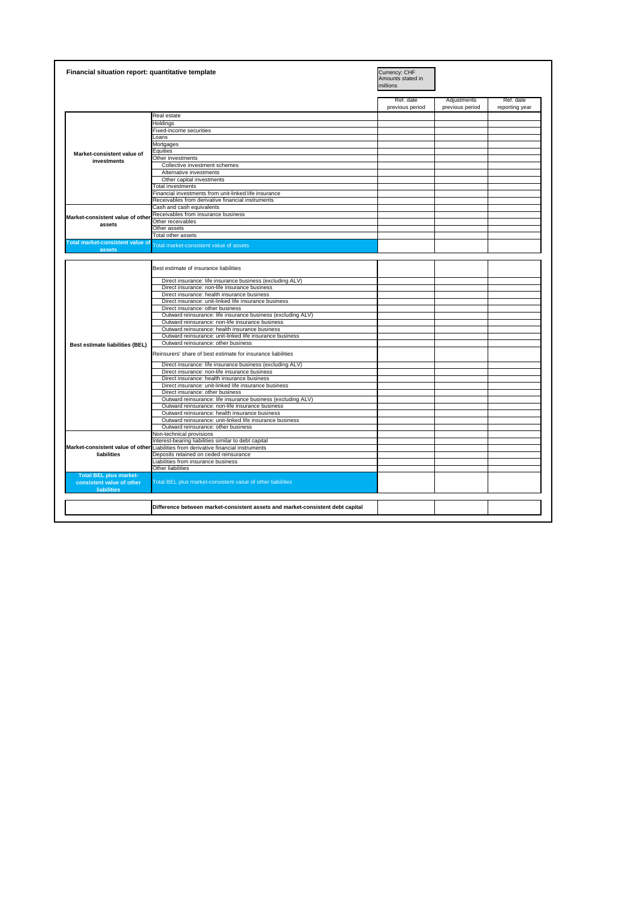**Financial situation report: quantitative template**

Currency: CHF
Amounts stated in millions

| | | Ref. date previous period | Adjustments previous period | Ref. date reporting year |
|---|---|---|---|---|
| **Market-consistent value of investments** | Real estate | | | |
| | Holdings | | | |
| | Fixed-income securities | | | |
| | Loans | | | |
| | Mortgages | | | |
| | Equities | | | |
| | Other investments | | | |
| | Collective investment schemes | | | |
| | Alternative investments | | | |
| | Other capital investments | | | |
| | Total investments | | | |
| | Financial investments from unit-linked life insurance | | | |
| | Receivables from derivative financial instruments | | | |
| **Market-consistent value of other assets** | Cash and cash equivalents | | | |
| | Receivables from insurance business | | | |
| | Other receivables | | | |
| | Other assets | | | |
| | Total other assets | | | |
| **Total market-consistent value of assets** | Total market-consistent value of assets | | | |

| | | Ref. date previous period | Adjustments previous period | Ref. date reporting year |
|---|---|---|---|---|
| **Best estimate liabilities (BEL)** | Best estimate of insurance liabilities | | | |
| | Direct insurance: life insurance business (excluding ALV) | | | |
| | Direct insurance: non-life insurance business | | | |
| | Direct insurance: health insurance business | | | |
| | Direct insurance: unit-linked life insurance business | | | |
| | Direct insurance: other business | | | |
| | Outward reinsurance: life insurance business (excluding ALV) | | | |
| | Outward reinsurance: non-life insurance business | | | |
| | Outward reinsurance: health insurance business | | | |
| | Outward reinsurance: unit-linked life insurance business | | | |
| | Outward reinsurance: other business | | | |
| | Reinsurers' share of best estimate for insurance liabilities | | | |
| | Direct insurance: life insurance business (excluding ALV) | | | |
| | Direct insurance: non-life insurance business | | | |
| | Direct insurance: health insurance business | | | |
| | Direct insurance: unit-linked life insurance business | | | |
| | Direct insurance: other business | | | |
| | Outward reinsurance: life insurance business (excluding ALV) | | | |
| | Outward reinsurance: non-life insurance business | | | |
| | Outward reinsurance: health insurance business | | | |
| | Outward reinsurance: unit-linked life insurance business | | | |
| | Outward reinsurance: other business | | | |
| **Market-consistent value of other liabilities** | Non-technical provisions | | | |
| | Interest-bearing liabilities similar to debt capital | | | |
| | Liabilities from derivative financial instruments | | | |
| | Deposits retained on ceded reinsurance | | | |
| | Liabilities from insurance business | | | |
| | Other liabilities | | | |
| **Total BEL plus market-consistent value of other liabilities** | Total BEL plus market-consistent value of other liabilities | | | |

| | | Ref. date previous period | Adjustments previous period | Ref. date reporting year |
|---|---|---|---|---|
| | **Difference between market-consistent assets and market-consistent debt capital** | | | |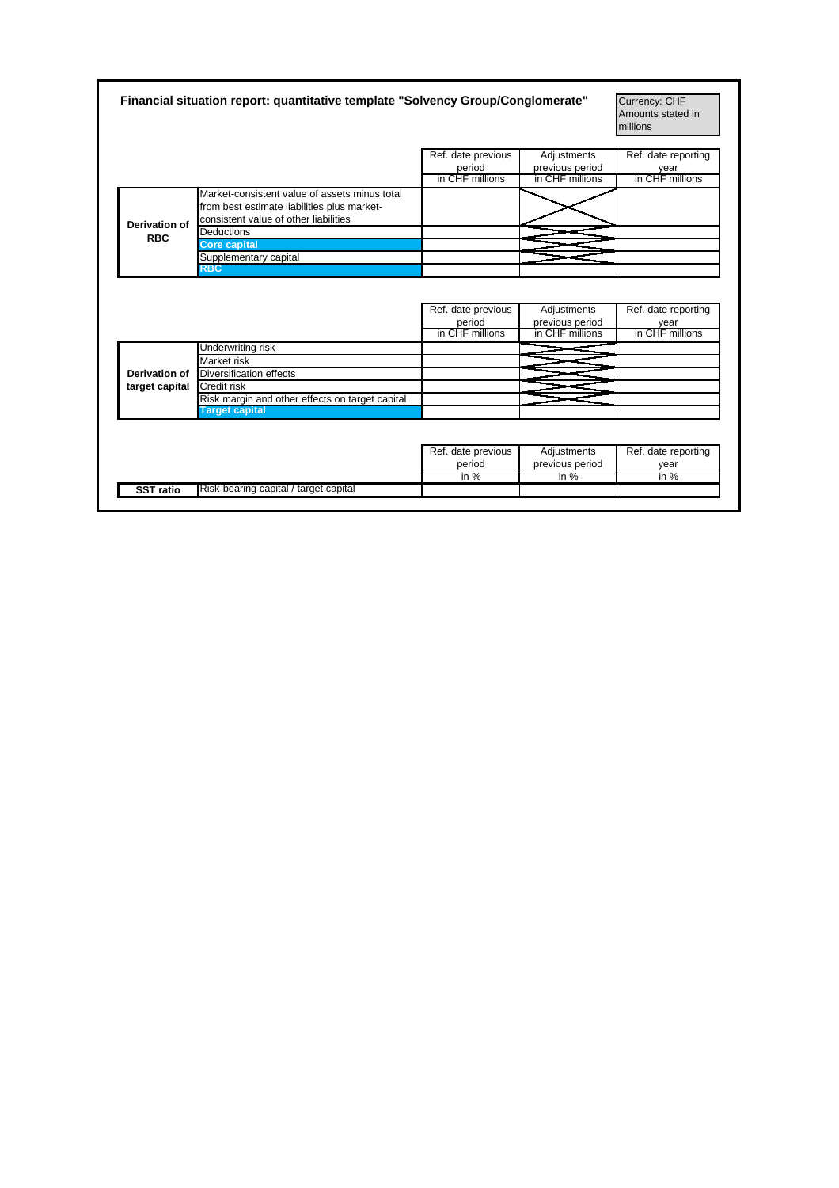**Financial situation report: quantitative template "Solvency Group/Conglomerate"**

Currency: CHF
Amounts stated in millions

| | | Ref. date previous period in CHF millions | Adjustments previous period in CHF millions | Ref. date reporting year in CHF millions |
|---|---|---|---|---|
| **Derivation of RBC** | Market-consistent value of assets minus total from best estimate liabilities plus market-consistent value of other liabilities | | | |
| | Deductions | | | |
| | **Core capital** | | | |
| | Supplementary capital | | | |
| | **RBC** | | | |

| | | Ref. date previous period in CHF millions | Adjustments previous period in CHF millions | Ref. date reporting year in CHF millions |
|---|---|---|---|---|
| **Derivation of target capital** | Underwriting risk | | | |
| | Market risk | | | |
| | Diversification effects | | | |
| | Credit risk | | | |
| | Risk margin and other effects on target capital | | | |
| | **Target capital** | | | |

| | | Ref. date previous period in % | Adjustments previous period in % | Ref. date reporting year in % |
|---|---|---|---|---|
| **SST ratio** | Risk-bearing capital / target capital | | | |